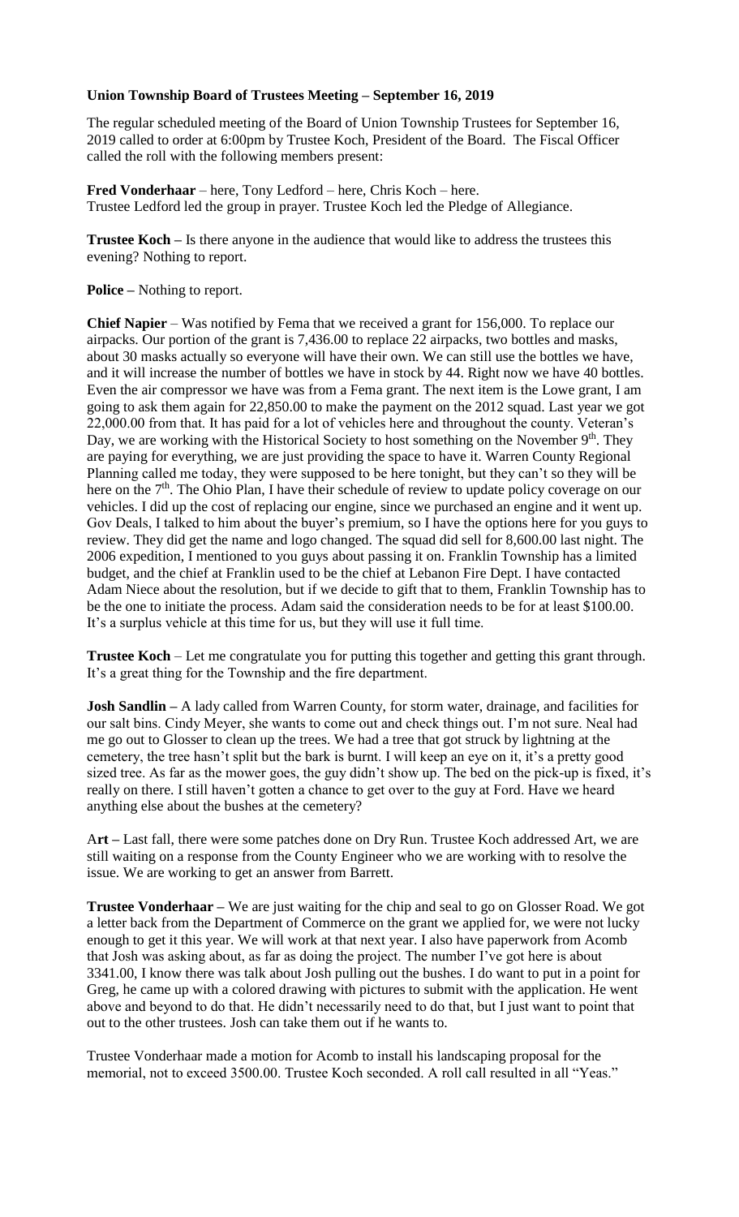**Union Township Board of Trustees Meeting – September 16, 2019**

The regular scheduled meeting of the Board of Union Township Trustees for September 16, 2019 called to order at 6:00pm by Trustee Koch, President of the Board. The Fiscal Officer called the roll with the following members present:

**Fred Vonderhaar** – here, Tony Ledford – here, Chris Koch – here.
Trustee Ledford led the group in prayer. Trustee Koch led the Pledge of Allegiance.

**Trustee Koch –** Is there anyone in the audience that would like to address the trustees this evening? Nothing to report.

**Police –** Nothing to report.

**Chief Napier** – Was notified by Fema that we received a grant for 156,000. To replace our airpacks. Our portion of the grant is 7,436.00 to replace 22 airpacks, two bottles and masks, about 30 masks actually so everyone will have their own. We can still use the bottles we have, and it will increase the number of bottles we have in stock by 44. Right now we have 40 bottles. Even the air compressor we have was from a Fema grant. The next item is the Lowe grant, I am going to ask them again for 22,850.00 to make the payment on the 2012 squad. Last year we got 22,000.00 from that. It has paid for a lot of vehicles here and throughout the county. Veteran's Day, we are working with the Historical Society to host something on the November 9th. They are paying for everything, we are just providing the space to have it. Warren County Regional Planning called me today, they were supposed to be here tonight, but they can't so they will be here on the 7th. The Ohio Plan, I have their schedule of review to update policy coverage on our vehicles. I did up the cost of replacing our engine, since we purchased an engine and it went up. Gov Deals, I talked to him about the buyer's premium, so I have the options here for you guys to review. They did get the name and logo changed. The squad did sell for 8,600.00 last night. The 2006 expedition, I mentioned to you guys about passing it on. Franklin Township has a limited budget, and the chief at Franklin used to be the chief at Lebanon Fire Dept. I have contacted Adam Niece about the resolution, but if we decide to gift that to them, Franklin Township has to be the one to initiate the process. Adam said the consideration needs to be for at least $100.00. It's a surplus vehicle at this time for us, but they will use it full time.

**Trustee Koch** – Let me congratulate you for putting this together and getting this grant through. It's a great thing for the Township and the fire department.

**Josh Sandlin –** A lady called from Warren County, for storm water, drainage, and facilities for our salt bins. Cindy Meyer, she wants to come out and check things out. I'm not sure. Neal had me go out to Glosser to clean up the trees. We had a tree that got struck by lightning at the cemetery, the tree hasn't split but the bark is burnt. I will keep an eye on it, it's a pretty good sized tree. As far as the mower goes, the guy didn't show up. The bed on the pick-up is fixed, it's really on there. I still haven't gotten a chance to get over to the guy at Ford. Have we heard anything else about the bushes at the cemetery?

A**rt –** Last fall, there were some patches done on Dry Run. Trustee Koch addressed Art, we are still waiting on a response from the County Engineer who we are working with to resolve the issue. We are working to get an answer from Barrett.

**Trustee Vonderhaar –** We are just waiting for the chip and seal to go on Glosser Road. We got a letter back from the Department of Commerce on the grant we applied for, we were not lucky enough to get it this year. We will work at that next year. I also have paperwork from Acomb that Josh was asking about, as far as doing the project. The number I've got here is about 3341.00, I know there was talk about Josh pulling out the bushes. I do want to put in a point for Greg, he came up with a colored drawing with pictures to submit with the application. He went above and beyond to do that. He didn't necessarily need to do that, but I just want to point that out to the other trustees. Josh can take them out if he wants to.

Trustee Vonderhaar made a motion for Acomb to install his landscaping proposal for the memorial, not to exceed 3500.00. Trustee Koch seconded. A roll call resulted in all "Yeas."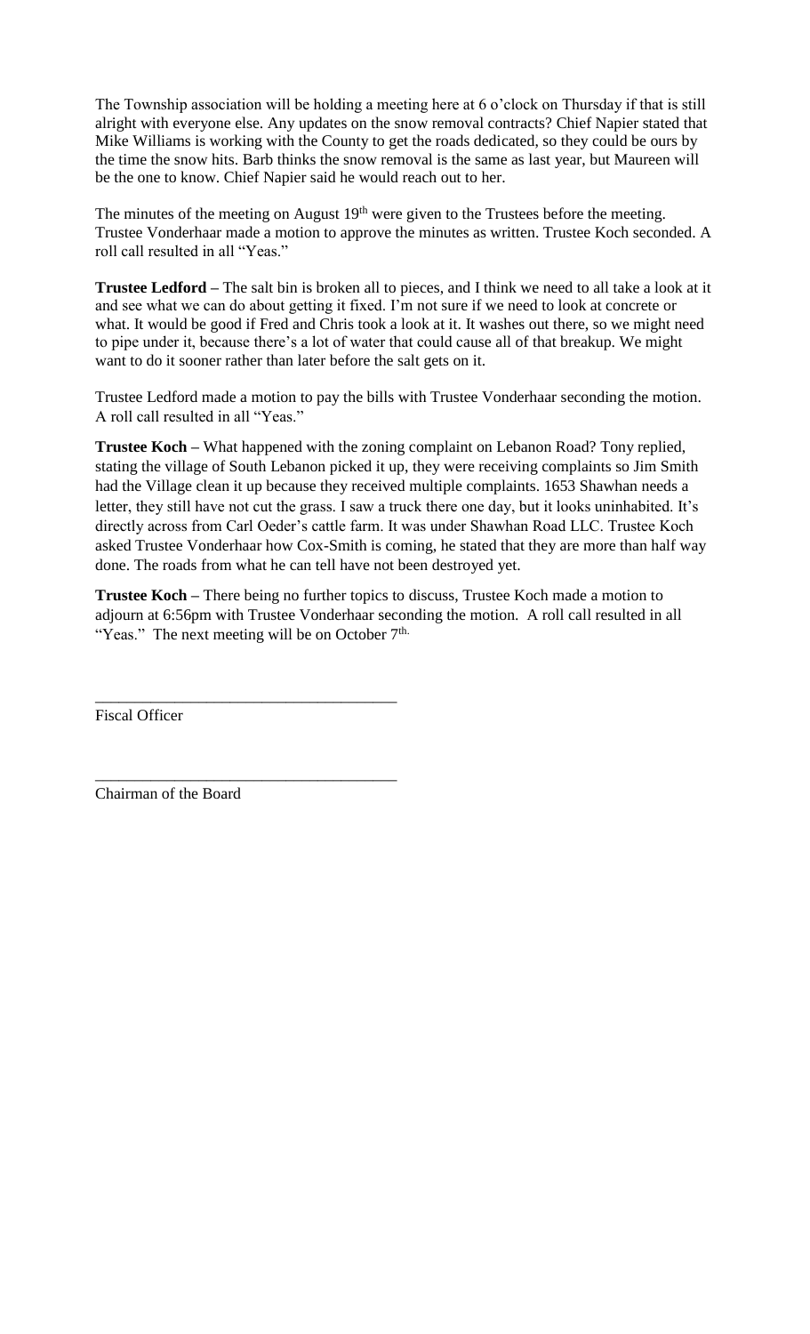The Township association will be holding a meeting here at 6 o'clock on Thursday if that is still alright with everyone else. Any updates on the snow removal contracts? Chief Napier stated that Mike Williams is working with the County to get the roads dedicated, so they could be ours by the time the snow hits. Barb thinks the snow removal is the same as last year, but Maureen will be the one to know. Chief Napier said he would reach out to her.

The minutes of the meeting on August 19th were given to the Trustees before the meeting. Trustee Vonderhaar made a motion to approve the minutes as written. Trustee Koch seconded. A roll call resulted in all "Yeas."

**Trustee Ledford –** The salt bin is broken all to pieces, and I think we need to all take a look at it and see what we can do about getting it fixed. I'm not sure if we need to look at concrete or what. It would be good if Fred and Chris took a look at it. It washes out there, so we might need to pipe under it, because there's a lot of water that could cause all of that breakup. We might want to do it sooner rather than later before the salt gets on it.

Trustee Ledford made a motion to pay the bills with Trustee Vonderhaar seconding the motion. A roll call resulted in all "Yeas."

**Trustee Koch –** What happened with the zoning complaint on Lebanon Road? Tony replied, stating the village of South Lebanon picked it up, they were receiving complaints so Jim Smith had the Village clean it up because they received multiple complaints. 1653 Shawhan needs a letter, they still have not cut the grass. I saw a truck there one day, but it looks uninhabited. It's directly across from Carl Oeder's cattle farm. It was under Shawhan Road LLC. Trustee Koch asked Trustee Vonderhaar how Cox-Smith is coming, he stated that they are more than half way done. The roads from what he can tell have not been destroyed yet.

**Trustee Koch –** There being no further topics to discuss, Trustee Koch made a motion to adjourn at 6:56pm with Trustee Vonderhaar seconding the motion. A roll call resulted in all "Yeas." The next meeting will be on October 7th.

\_\_\_\_\_\_\_\_\_\_\_\_\_\_\_\_\_\_\_\_\_\_\_\_\_\_\_\_\_\_\_\_\_\_\_\_\_\_

Fiscal Officer

\_\_\_\_\_\_\_\_\_\_\_\_\_\_\_\_\_\_\_\_\_\_\_\_\_\_\_\_\_\_\_\_\_\_\_\_\_\_

Chairman of the Board